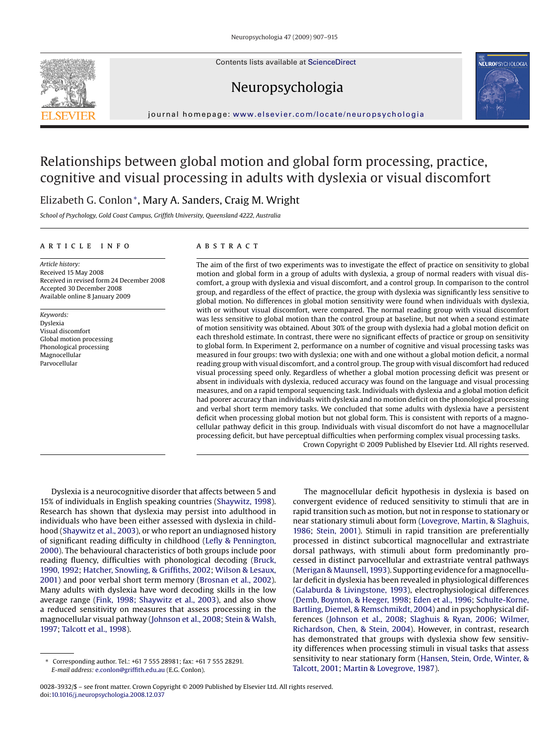# Relationships between global motion and global form processing, practice, cognitive and visual processing in adults with dyslexia or visual discomfort

Elizabeth G. Conlon*, Mary A. Sanders, Craig M. Wright

*School of Psychology, Gold Coast Campus, Griffith University, Queensland 4222, Australia*

## ARTICLE INFO

*Article history:*
Received 15 May 2008
Received in revised form 24 December 2008
Accepted 30 December 2008
Available online 8 January 2009

*Keywords:*
Dyslexia
Visual discomfort
Global motion processing
Phonological processing
Magnocellular
Parvocellular

## ABSTRACT

The aim of the first of two experiments was to investigate the effect of practice on sensitivity to global motion and global form in a group of adults with dyslexia, a group of normal readers with visual discomfort, a group with dyslexia and visual discomfort, and a control group. In comparison to the control group, and regardless of the effect of practice, the group with dyslexia was significantly less sensitive to global motion. No differences in global motion sensitivity were found when individuals with dyslexia, with or without visual discomfort, were compared. The normal reading group with visual discomfort was less sensitive to global motion than the control group at baseline, but not when a second estimate of motion sensitivity was obtained. About 30% of the group with dyslexia had a global motion deficit on each threshold estimate. In contrast, there were no significant effects of practice or group on sensitivity to global form. In Experiment 2, performance on a number of cognitive and visual processing tasks was measured in four groups: two with dyslexia; one with and one without a global motion deficit, a normal reading group with visual discomfort, and a control group. The group with visual discomfort had reduced visual processing speed only. Regardless of whether a global motion processing deficit was present or absent in individuals with dyslexia, reduced accuracy was found on the language and visual processing measures, and on a rapid temporal sequencing task. Individuals with dyslexia and a global motion deficit had poorer accuracy than individuals with dyslexia and no motion deficit on the phonological processing and verbal short term memory tasks. We concluded that some adults with dyslexia have a persistent deficit when processing global motion but not global form. This is consistent with reports of a magnocellular pathway deficit in this group. Individuals with visual discomfort do not have a magnocellular processing deficit, but have perceptual difficulties when performing complex visual processing tasks.

Crown Copyright © 2009 Published by Elsevier Ltd. All rights reserved.

Dyslexia is a neurocognitive disorder that affects between 5 and 15% of individuals in English speaking countries (Shaywitz, 1998). Research has shown that dyslexia may persist into adulthood in individuals who have been either assessed with dyslexia in childhood (Shaywitz et al., 2003), or who report an undiagnosed history of significant reading difficulty in childhood (Lefly & Pennington, 2000). The behavioural characteristics of both groups include poor reading fluency, difficulties with phonological decoding (Bruck, 1990, 1992; Hatcher, Snowling, & Griffiths, 2002; Wilson & Lesaux, 2001) and poor verbal short term memory (Brosnan et al., 2002). Many adults with dyslexia have word decoding skills in the low average range (Fink, 1998; Shaywitz et al., 2003), and also show a reduced sensitivity on measures that assess processing in the magnocellular visual pathway (Johnson et al., 2008; Stein & Walsh, 1997; Talcott et al., 1998).

The magnocellular deficit hypothesis in dyslexia is based on convergent evidence of reduced sensitivity to stimuli that are in rapid transition such as motion, but not in response to stationary or near stationary stimuli about form (Lovegrove, Martin, & Slaghuis, 1986; Stein, 2001). Stimuli in rapid transition are preferentially processed in distinct subcortical magnocellular and extrastriate dorsal pathways, with stimuli about form predominantly processed in distinct parvocellular and extrastriate ventral pathways (Merigan & Maunsell, 1993). Supporting evidence for a magnocellular deficit in dyslexia has been revealed in physiological differences (Galaburda & Livingstone, 1993), electrophysiological differences (Demb, Boynton, & Heeger, 1998; Eden et al., 1996; Schulte-Korne, Bartling, Diemel, & Remschmikdt, 2004) and in psychophysical differences (Johnson et al., 2008; Slaghuis & Ryan, 2006; Wilmer, Richardson, Chen, & Stein, 2004). However, in contrast, research has demonstrated that groups with dyslexia show few sensitivity differences when processing stimuli in visual tasks that assess sensitivity to near stationary form (Hansen, Stein, Orde, Winter, & Talcott, 2001; Martin & Lovegrove, 1987).

\* Corresponding author. Tel.: +61 7 555 28981; fax: +61 7 555 28291.
*E-mail address:* e.conlon@griffith.edu.au (E.G. Conlon).

0028-3932/$ – see front matter. Crown Copyright © 2009 Published by Elsevier Ltd. All rights reserved.
doi:10.1016/j.neuropsychologia.2008.12.037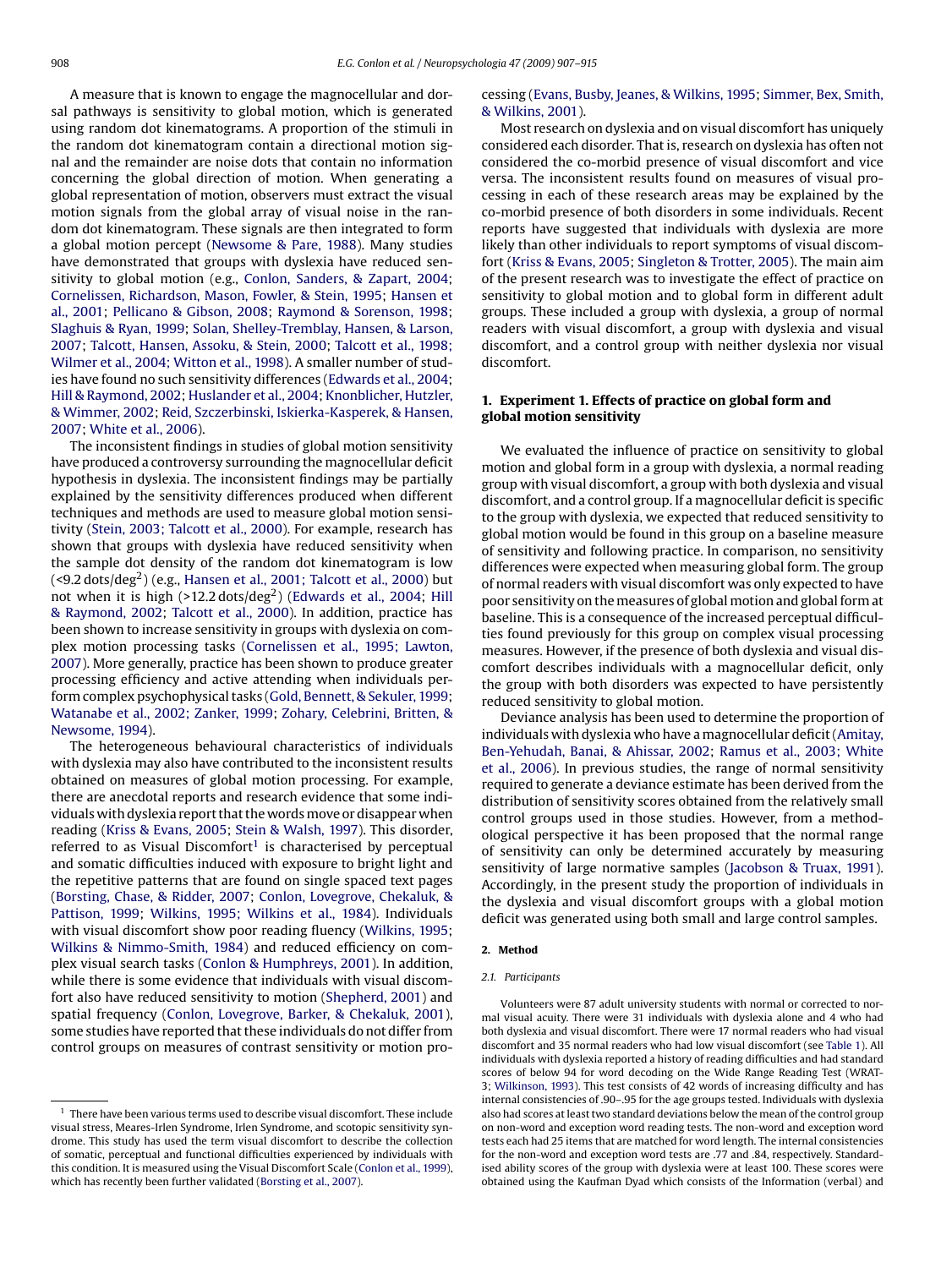A measure that is known to engage the magnocellular and dorsal pathways is sensitivity to global motion, which is generated using random dot kinematograms. A proportion of the stimuli in the random dot kinematogram contain a directional motion signal and the remainder are noise dots that contain no information concerning the global direction of motion. When generating a global representation of motion, observers must extract the visual motion signals from the global array of visual noise in the random dot kinematogram. These signals are then integrated to form a global motion percept (Newsome & Pare, 1988). Many studies have demonstrated that groups with dyslexia have reduced sensitivity to global motion (e.g., Conlon, Sanders, & Zapart, 2004; Cornelissen, Richardson, Mason, Fowler, & Stein, 1995; Hansen et al., 2001; Pellicano & Gibson, 2008; Raymond & Sorenson, 1998; Slaghuis & Ryan, 1999; Solan, Shelley-Tremblay, Hansen, & Larson, 2007; Talcott, Hansen, Assoku, & Stein, 2000; Talcott et al., 1998; Wilmer et al., 2004; Witton et al., 1998). A smaller number of studies have found no such sensitivity differences (Edwards et al., 2004; Hill & Raymond, 2002; Huslander et al., 2004; Knonblicher, Hutzler, & Wimmer, 2002; Reid, Szczerbinski, Iskierka-Kasperek, & Hansen, 2007; White et al., 2006).

The inconsistent findings in studies of global motion sensitivity have produced a controversy surrounding the magnocellular deficit hypothesis in dyslexia. The inconsistent findings may be partially explained by the sensitivity differences produced when different techniques and methods are used to measure global motion sensitivity (Stein, 2003; Talcott et al., 2000). For example, research has shown that groups with dyslexia have reduced sensitivity when the sample dot density of the random dot kinematogram is low (<9.2 dots/deg$^2$) (e.g., Hansen et al., 2001; Talcott et al., 2000) but not when it is high (>12.2 dots/deg$^2$) (Edwards et al., 2004; Hill & Raymond, 2002; Talcott et al., 2000). In addition, practice has been shown to increase sensitivity in groups with dyslexia on complex motion processing tasks (Cornelissen et al., 1995; Lawton, 2007). More generally, practice has been shown to produce greater processing efficiency and active attending when individuals perform complex psychophysical tasks (Gold, Bennett, & Sekuler, 1999; Watanabe et al., 2002; Zanker, 1999; Zohary, Celebrini, Britten, & Newsome, 1994).

The heterogeneous behavioural characteristics of individuals with dyslexia may also have contributed to the inconsistent results obtained on measures of global motion processing. For example, there are anecdotal reports and research evidence that some individuals with dyslexia report that the words move or disappear when reading (Kriss & Evans, 2005; Stein & Walsh, 1997). This disorder, referred to as Visual Discomfort[1] is characterised by perceptual and somatic difficulties induced with exposure to bright light and the repetitive patterns that are found on single spaced text pages (Borsting, Chase, & Ridder, 2007; Conlon, Lovegrove, Chekaluk, & Pattison, 1999; Wilkins, 1995; Wilkins et al., 1984). Individuals with visual discomfort show poor reading fluency (Wilkins, 1995; Wilkins & Nimmo-Smith, 1984) and reduced efficiency on complex visual search tasks (Conlon & Humphreys, 2001). In addition, while there is some evidence that individuals with visual discomfort also have reduced sensitivity to motion (Shepherd, 2001) and spatial frequency (Conlon, Lovegrove, Barker, & Chekaluk, 2001), some studies have reported that these individuals do not differ from control groups on measures of contrast sensitivity or motion processing (Evans, Busby, Jeanes, & Wilkins, 1995; Simmer, Bex, Smith, & Wilkins, 2001).

Most research on dyslexia and on visual discomfort has uniquely considered each disorder. That is, research on dyslexia has often not considered the co-morbid presence of visual discomfort and vice versa. The inconsistent results found on measures of visual processing in each of these research areas may be explained by the co-morbid presence of both disorders in some individuals. Recent reports have suggested that individuals with dyslexia are more likely than other individuals to report symptoms of visual discomfort (Kriss & Evans, 2005; Singleton & Trotter, 2005). The main aim of the present research was to investigate the effect of practice on sensitivity to global motion and to global form in different adult groups. These included a group with dyslexia, a group of normal readers with visual discomfort, a group with dyslexia and visual discomfort, and a control group with neither dyslexia nor visual discomfort.

## 1. Experiment 1. Effects of practice on global form and global motion sensitivity

We evaluated the influence of practice on sensitivity to global motion and global form in a group with dyslexia, a normal reading group with visual discomfort, a group with both dyslexia and visual discomfort, and a control group. If a magnocellular deficit is specific to the group with dyslexia, we expected that reduced sensitivity to global motion would be found in this group on a baseline measure of sensitivity and following practice. In comparison, no sensitivity differences were expected when measuring global form. The group of normal readers with visual discomfort was only expected to have poor sensitivity on the measures of global motion and global form at baseline. This is a consequence of the increased perceptual difficulties found previously for this group on complex visual processing measures. However, if the presence of both dyslexia and visual discomfort describes individuals with a magnocellular deficit, only the group with both disorders was expected to have persistently reduced sensitivity to global motion.

Deviance analysis has been used to determine the proportion of individuals with dyslexia who have a magnocellular deficit (Amitay, Ben-Yehudah, Banai, & Ahissar, 2002; Ramus et al., 2003; White et al., 2006). In previous studies, the range of normal sensitivity required to generate a deviance estimate has been derived from the distribution of sensitivity scores obtained from the relatively small control groups used in those studies. However, from a methodological perspective it has been proposed that the normal range of sensitivity can only be determined accurately by measuring sensitivity of large normative samples (Jacobson & Truax, 1991). Accordingly, in the present study the proportion of individuals in the dyslexia and visual discomfort groups with a global motion deficit was generated using both small and large control samples.

## 2. Method

### 2.1. Participants

Volunteers were 87 adult university students with normal or corrected to normal visual acuity. There were 31 individuals with dyslexia alone and 4 who had both dyslexia and visual discomfort. There were 17 normal readers who had visual discomfort and 35 normal readers who had low visual discomfort (see Table 1). All individuals with dyslexia reported a history of reading difficulties and had standard scores of below 94 for word decoding on the Wide Range Reading Test (WRAT-3; Wilkinson, 1993). This test consists of 42 words of increasing difficulty and has internal consistencies of .90–.95 for the age groups tested. Individuals with dyslexia also had scores at least two standard deviations below the mean of the control group on non-word and exception word reading tests. The non-word and exception word tests each had 25 items that are matched for word length. The internal consistencies for the non-word and exception word tests are .77 and .84, respectively. Standardised ability scores of the group with dyslexia were at least 100. These scores were obtained using the Kaufman Dyad which consists of the Information (verbal) and

[1] There have been various terms used to describe visual discomfort. These include visual stress, Meares-Irlen Syndrome, Irlen Syndrome, and scotopic sensitivity syndrome. This study has used the term visual discomfort to describe the collection of somatic, perceptual and functional difficulties experienced by individuals with this condition. It is measured using the Visual Discomfort Scale (Conlon et al., 1999), which has recently been further validated (Borsting et al., 2007).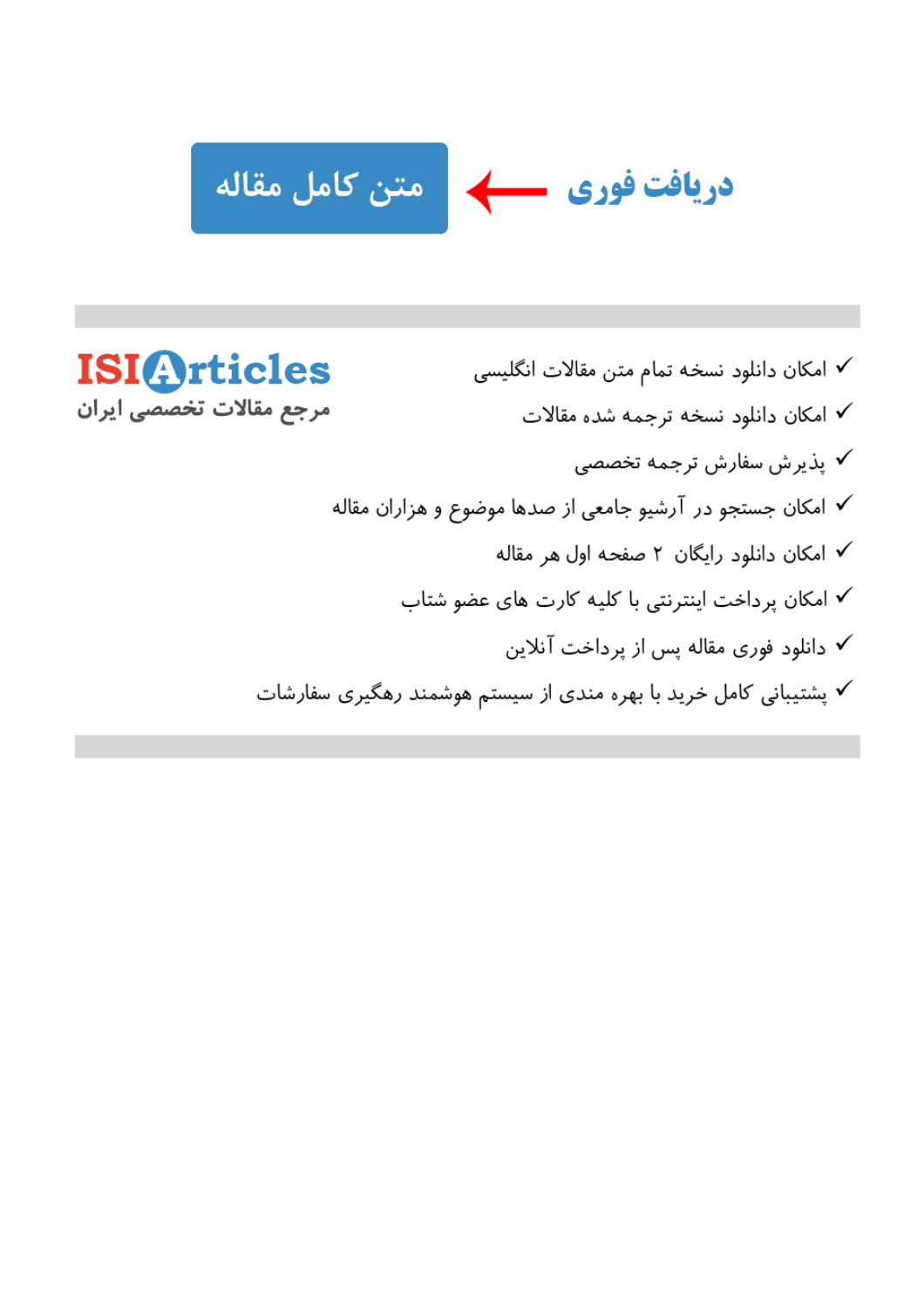دریافت فوری ← متن کامل مقاله

**ISIArticles**
مرجع مقالات تخصصی ایران

- ✓ امکان دانلود نسخه تمام متن مقالات انگلیسی
- ✓ امکان دانلود نسخه ترجمه شده مقالات
- ✓ پذیرش سفارش ترجمه تخصصی
- ✓ امکان جستجو در آرشیو جامعی از صدها موضوع و هزاران مقاله
- ✓ امکان دانلود رایگان ۲ صفحه اول هر مقاله
- ✓ امکان پرداخت اینترنتی با کلیه کارت های عضو شتاب
- ✓ دانلود فوری مقاله پس از پرداخت آنلاین
- ✓ پشتیبانی کامل خرید با بهره مندی از سیستم هوشمند رهگیری سفارشات